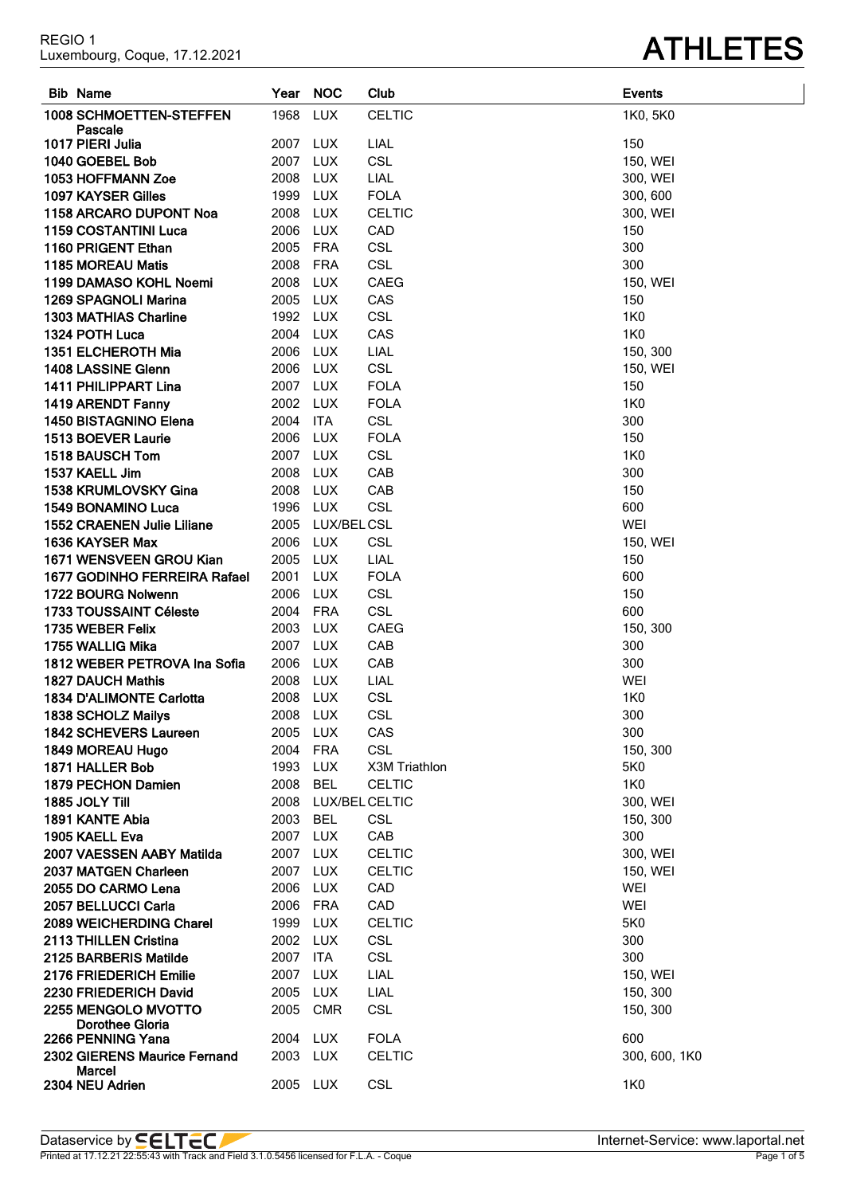REGIO 1
Luxembourg, Coque, 17.12.2021

# ATHLETES

| Bib | Name | Year | NOC | Club | Events |
|---|---|---|---|---|---|
| 1008 | SCHMOETTEN-STEFFEN Pascale | 1968 | LUX | CELTIC | 1K0, 5K0 |
| 1017 | PIERI Julia | 2007 | LUX | LIAL | 150 |
| 1040 | GOEBEL Bob | 2007 | LUX | CSL | 150, WEI |
| 1053 | HOFFMANN Zoe | 2008 | LUX | LIAL | 300, WEI |
| 1097 | KAYSER Gilles | 1999 | LUX | FOLA | 300, 600 |
| 1158 | ARCARO DUPONT Noa | 2008 | LUX | CELTIC | 300, WEI |
| 1159 | COSTANTINI Luca | 2006 | LUX | CAD | 150 |
| 1160 | PRIGENT Ethan | 2005 | FRA | CSL | 300 |
| 1185 | MOREAU Matis | 2008 | FRA | CSL | 300 |
| 1199 | DAMASO KOHL Noemi | 2008 | LUX | CAEG | 150, WEI |
| 1269 | SPAGNOLI Marina | 2005 | LUX | CAS | 150 |
| 1303 | MATHIAS Charline | 1992 | LUX | CSL | 1K0 |
| 1324 | POTH Luca | 2004 | LUX | CAS | 1K0 |
| 1351 | ELCHEROTH Mia | 2006 | LUX | LIAL | 150, 300 |
| 1408 | LASSINE Glenn | 2006 | LUX | CSL | 150, WEI |
| 1411 | PHILIPPART Lina | 2007 | LUX | FOLA | 150 |
| 1419 | ARENDT Fanny | 2002 | LUX | FOLA | 1K0 |
| 1450 | BISTAGNINO Elena | 2004 | ITA | CSL | 300 |
| 1513 | BOEVER Laurie | 2006 | LUX | FOLA | 150 |
| 1518 | BAUSCH Tom | 2007 | LUX | CSL | 1K0 |
| 1537 | KAELL Jim | 2008 | LUX | CAB | 300 |
| 1538 | KRUMLOVSKY Gina | 2008 | LUX | CAB | 150 |
| 1549 | BONAMINO Luca | 1996 | LUX | CSL | 600 |
| 1552 | CRAENEN Julie Liliane | 2005 | LUX/BEL | CSL | WEI |
| 1636 | KAYSER Max | 2006 | LUX | CSL | 150, WEI |
| 1671 | WENSVEEN GROU Kian | 2005 | LUX | LIAL | 150 |
| 1677 | GODINHO FERREIRA Rafael | 2001 | LUX | FOLA | 600 |
| 1722 | BOURG Nolwenn | 2006 | LUX | CSL | 150 |
| 1733 | TOUSSAINT Céleste | 2004 | FRA | CSL | 600 |
| 1735 | WEBER Felix | 2003 | LUX | CAEG | 150, 300 |
| 1755 | WALLIG Mika | 2007 | LUX | CAB | 300 |
| 1812 | WEBER PETROVA Ina Sofia | 2006 | LUX | CAB | 300 |
| 1827 | DAUCH Mathis | 2008 | LUX | LIAL | WEI |
| 1834 | D'ALIMONTE Carlotta | 2008 | LUX | CSL | 1K0 |
| 1838 | SCHOLZ Mailys | 2008 | LUX | CSL | 300 |
| 1842 | SCHEVERS Laureen | 2005 | LUX | CAS | 300 |
| 1849 | MOREAU Hugo | 2004 | FRA | CSL | 150, 300 |
| 1871 | HALLER Bob | 1993 | LUX | X3M Triathlon | 5K0 |
| 1879 | PECHON Damien | 2008 | BEL | CELTIC | 1K0 |
| 1885 | JOLY Till | 2008 | LUX/BEL | CELTIC | 300, WEI |
| 1891 | KANTE Abia | 2003 | BEL | CSL | 150, 300 |
| 1905 | KAELL Eva | 2007 | LUX | CAB | 300 |
| 2007 | VAESSEN AABY Matilda | 2007 | LUX | CELTIC | 300, WEI |
| 2037 | MATGEN Charleen | 2007 | LUX | CELTIC | 150, WEI |
| 2055 | DO CARMO Lena | 2006 | LUX | CAD | WEI |
| 2057 | BELLUCCI Carla | 2006 | FRA | CAD | WEI |
| 2089 | WEICHERDING Charel | 1999 | LUX | CELTIC | 5K0 |
| 2113 | THILLEN Cristina | 2002 | LUX | CSL | 300 |
| 2125 | BARBERIS Matilde | 2007 | ITA | CSL | 300 |
| 2176 | FRIEDERICH Emilie | 2007 | LUX | LIAL | 150, WEI |
| 2230 | FRIEDERICH David | 2005 | LUX | LIAL | 150, 300 |
| 2255 | MENGOLO MVOTTO Dorothee Gloria | 2005 | CMR | CSL | 150, 300 |
| 2266 | PENNING Yana | 2004 | LUX | FOLA | 600 |
| 2302 | GIERENS Maurice Fernand Marcel | 2003 | LUX | CELTIC | 300, 600, 1K0 |
| 2304 | NEU Adrien | 2005 | LUX | CSL | 1K0 |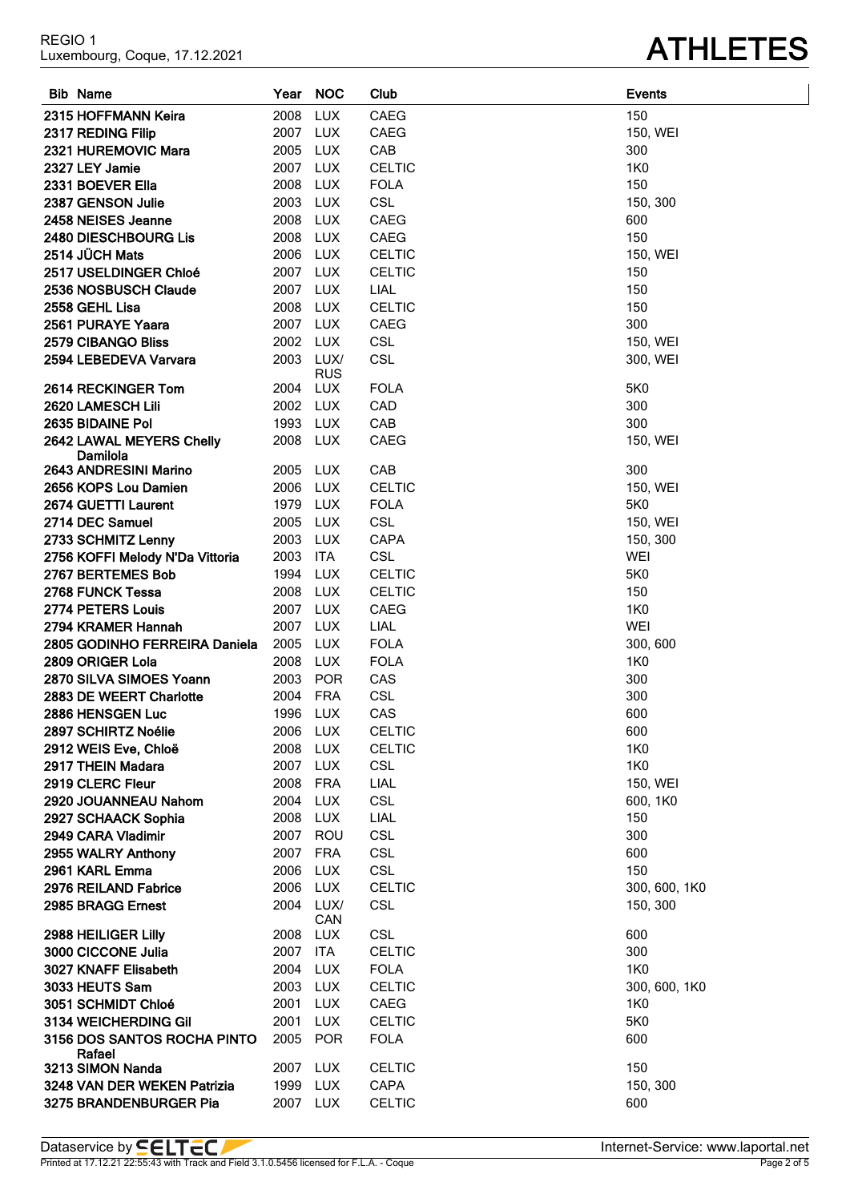# ATHLETES

REGIO 1
Luxembourg, Coque, 17.12.2021

| Bib | Name | Year | NOC | Club | Events |
|---|---|---|---|---|---|
| 2315 | HOFFMANN Keira | 2008 | LUX | CAEG | 150 |
| 2317 | REDING Filip | 2007 | LUX | CAEG | 150, WEI |
| 2321 | HUREMOVIC Mara | 2005 | LUX | CAB | 300 |
| 2327 | LEY Jamie | 2007 | LUX | CELTIC | 1K0 |
| 2331 | BOEVER Ella | 2008 | LUX | FOLA | 150 |
| 2387 | GENSON Julie | 2003 | LUX | CSL | 150, 300 |
| 2458 | NEISES Jeanne | 2008 | LUX | CAEG | 600 |
| 2480 | DIESCHBOURG Lis | 2008 | LUX | CAEG | 150 |
| 2514 | JÜCH Mats | 2006 | LUX | CELTIC | 150, WEI |
| 2517 | USELDINGER Chloé | 2007 | LUX | CELTIC | 150 |
| 2536 | NOSBUSCH Claude | 2007 | LUX | LIAL | 150 |
| 2558 | GEHL Lisa | 2008 | LUX | CELTIC | 150 |
| 2561 | PURAYE Yaara | 2007 | LUX | CAEG | 300 |
| 2579 | CIBANGO Bliss | 2002 | LUX | CSL | 150, WEI |
| 2594 | LEBEDEVA Varvara | 2003 | LUX/RUS | CSL | 300, WEI |
| 2614 | RECKINGER Tom | 2004 | LUX | FOLA | 5K0 |
| 2620 | LAMESCH Lili | 2002 | LUX | CAD | 300 |
| 2635 | BIDAINE Pol | 1993 | LUX | CAB | 300 |
| 2642 | LAWAL MEYERS Chelly Damilola | 2008 | LUX | CAEG | 150, WEI |
| 2643 | ANDRESINI Marino | 2005 | LUX | CAB | 300 |
| 2656 | KOPS Lou Damien | 2006 | LUX | CELTIC | 150, WEI |
| 2674 | GUETTI Laurent | 1979 | LUX | FOLA | 5K0 |
| 2714 | DEC Samuel | 2005 | LUX | CSL | 150, WEI |
| 2733 | SCHMITZ Lenny | 2003 | LUX | CAPA | 150, 300 |
| 2756 | KOFFI Melody N'Da Vittoria | 2003 | ITA | CSL | WEI |
| 2767 | BERTEMES Bob | 1994 | LUX | CELTIC | 5K0 |
| 2768 | FUNCK Tessa | 2008 | LUX | CELTIC | 150 |
| 2774 | PETERS Louis | 2007 | LUX | CAEG | 1K0 |
| 2794 | KRAMER Hannah | 2007 | LUX | LIAL | WEI |
| 2805 | GODINHO FERREIRA Daniela | 2005 | LUX | FOLA | 300, 600 |
| 2809 | ORIGER Lola | 2008 | LUX | FOLA | 1K0 |
| 2870 | SILVA SIMOES Yoann | 2003 | POR | CAS | 300 |
| 2883 | DE WEERT Charlotte | 2004 | FRA | CSL | 300 |
| 2886 | HENSGEN Luc | 1996 | LUX | CAS | 600 |
| 2897 | SCHIRTZ Noélie | 2006 | LUX | CELTIC | 600 |
| 2912 | WEIS Eve, Chloë | 2008 | LUX | CELTIC | 1K0 |
| 2917 | THEIN Madara | 2007 | LUX | CSL | 1K0 |
| 2919 | CLERC Fleur | 2008 | FRA | LIAL | 150, WEI |
| 2920 | JOUANNEAU Nahom | 2004 | LUX | CSL | 600, 1K0 |
| 2927 | SCHAACK Sophia | 2008 | LUX | LIAL | 150 |
| 2949 | CARA Vladimir | 2007 | ROU | CSL | 300 |
| 2955 | WALRY Anthony | 2007 | FRA | CSL | 600 |
| 2961 | KARL Emma | 2006 | LUX | CSL | 150 |
| 2976 | REILAND Fabrice | 2006 | LUX | CELTIC | 300, 600, 1K0 |
| 2985 | BRAGG Ernest | 2004 | LUX/CAN | CSL | 150, 300 |
| 2988 | HEILIGER Lilly | 2008 | LUX | CSL | 600 |
| 3000 | CICCONE Julia | 2007 | ITA | CELTIC | 300 |
| 3027 | KNAFF Elisabeth | 2004 | LUX | FOLA | 1K0 |
| 3033 | HEUTS Sam | 2003 | LUX | CELTIC | 300, 600, 1K0 |
| 3051 | SCHMIDT Chloé | 2001 | LUX | CAEG | 1K0 |
| 3134 | WEICHERDING Gil | 2001 | LUX | CELTIC | 5K0 |
| 3156 | DOS SANTOS ROCHA PINTO Rafael | 2005 | POR | FOLA | 600 |
| 3213 | SIMON Nanda | 2007 | LUX | CELTIC | 150 |
| 3248 | VAN DER WEKEN Patrizia | 1999 | LUX | CAPA | 150, 300 |
| 3275 | BRANDENBURGER Pia | 2007 | LUX | CELTIC | 600 |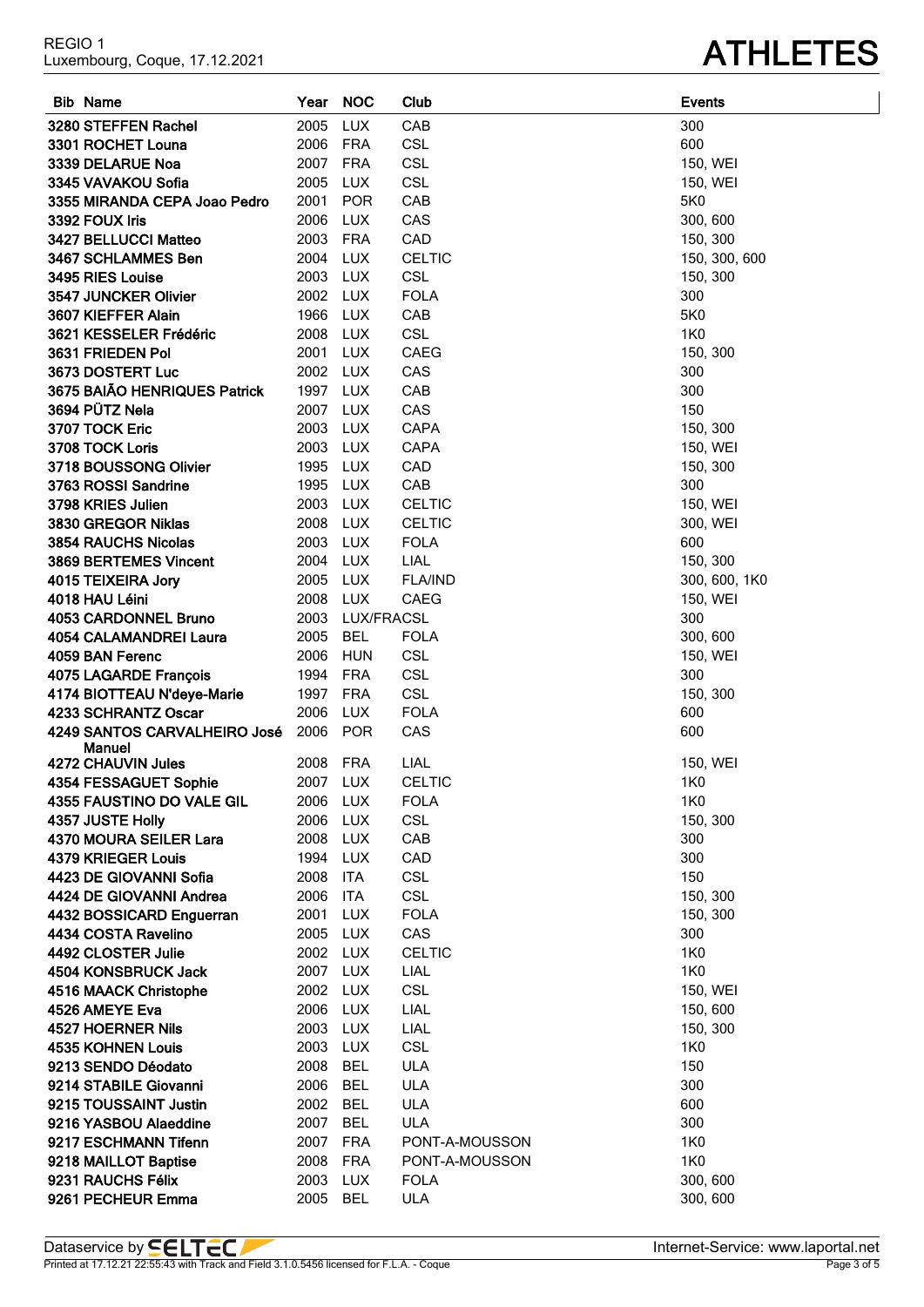REGIO 1
Luxembourg, Coque, 17.12.2021

# ATHLETES

| Bib | Name | Year | NOC | Club | Events |
|---|---|---|---|---|---|
| 3280 | STEFFEN Rachel | 2005 | LUX | CAB | 300 |
| 3301 | ROCHET Louna | 2006 | FRA | CSL | 600 |
| 3339 | DELARUE Noa | 2007 | FRA | CSL | 150, WEI |
| 3345 | VAVAKOU Sofia | 2005 | LUX | CSL | 150, WEI |
| 3355 | MIRANDA CEPA Joao Pedro | 2001 | POR | CAB | 5K0 |
| 3392 | FOUX Iris | 2006 | LUX | CAS | 300, 600 |
| 3427 | BELLUCCI Matteo | 2003 | FRA | CAD | 150, 300 |
| 3467 | SCHLAMMES Ben | 2004 | LUX | CELTIC | 150, 300, 600 |
| 3495 | RIES Louise | 2003 | LUX | CSL | 150, 300 |
| 3547 | JUNCKER Olivier | 2002 | LUX | FOLA | 300 |
| 3607 | KIEFFER Alain | 1966 | LUX | CAB | 5K0 |
| 3621 | KESSELER Frédéric | 2008 | LUX | CSL | 1K0 |
| 3631 | FRIEDEN Pol | 2001 | LUX | CAEG | 150, 300 |
| 3673 | DOSTERT Luc | 2002 | LUX | CAS | 300 |
| 3675 | BAIÃO HENRIQUES Patrick | 1997 | LUX | CAB | 300 |
| 3694 | PÜTZ Nela | 2007 | LUX | CAS | 150 |
| 3707 | TOCK Eric | 2003 | LUX | CAPA | 150, 300 |
| 3708 | TOCK Loris | 2003 | LUX | CAPA | 150, WEI |
| 3718 | BOUSSONG Olivier | 1995 | LUX | CAD | 150, 300 |
| 3763 | ROSSI Sandrine | 1995 | LUX | CAB | 300 |
| 3798 | KRIES Julien | 2003 | LUX | CELTIC | 150, WEI |
| 3830 | GREGOR Niklas | 2008 | LUX | CELTIC | 300, WEI |
| 3854 | RAUCHS Nicolas | 2003 | LUX | FOLA | 600 |
| 3869 | BERTEMES Vincent | 2004 | LUX | LIAL | 150, 300 |
| 4015 | TEIXEIRA Jory | 2005 | LUX | FLA/IND | 300, 600, 1K0 |
| 4018 | HAU Léini | 2008 | LUX | CAEG | 150, WEI |
| 4053 | CARDONNEL Bruno | 2003 | LUX/FRA | CSL | 300 |
| 4054 | CALAMANDREI Laura | 2005 | BEL | FOLA | 300, 600 |
| 4059 | BAN Ferenc | 2006 | HUN | CSL | 150, WEI |
| 4075 | LAGARDE François | 1994 | FRA | CSL | 300 |
| 4174 | BIOTTEAU N'deye-Marie | 1997 | FRA | CSL | 150, 300 |
| 4233 | SCHRANTZ Oscar | 2006 | LUX | FOLA | 600 |
| 4249 | SANTOS CARVALHEIRO José Manuel | 2006 | POR | CAS | 600 |
| 4272 | CHAUVIN Jules | 2008 | FRA | LIAL | 150, WEI |
| 4354 | FESSAGUET Sophie | 2007 | LUX | CELTIC | 1K0 |
| 4355 | FAUSTINO DO VALE GIL | 2006 | LUX | FOLA | 1K0 |
| 4357 | JUSTE Holly | 2006 | LUX | CSL | 150, 300 |
| 4370 | MOURA SEILER Lara | 2008 | LUX | CAB | 300 |
| 4379 | KRIEGER Louis | 1994 | LUX | CAD | 300 |
| 4423 | DE GIOVANNI Sofia | 2008 | ITA | CSL | 150 |
| 4424 | DE GIOVANNI Andrea | 2006 | ITA | CSL | 150, 300 |
| 4432 | BOSSICARD Enguerran | 2001 | LUX | FOLA | 150, 300 |
| 4434 | COSTA Ravelino | 2005 | LUX | CAS | 300 |
| 4492 | CLOSTER Julie | 2002 | LUX | CELTIC | 1K0 |
| 4504 | KONSBRUCK Jack | 2007 | LUX | LIAL | 1K0 |
| 4516 | MAACK Christophe | 2002 | LUX | CSL | 150, WEI |
| 4526 | AMEYE Eva | 2006 | LUX | LIAL | 150, 600 |
| 4527 | HOERNER Nils | 2003 | LUX | LIAL | 150, 300 |
| 4535 | KOHNEN Louis | 2003 | LUX | CSL | 1K0 |
| 9213 | SENDO Déodato | 2008 | BEL | ULA | 150 |
| 9214 | STABILE Giovanni | 2006 | BEL | ULA | 300 |
| 9215 | TOUSSAINT Justin | 2002 | BEL | ULA | 600 |
| 9216 | YASBOU Alaeddine | 2007 | BEL | ULA | 300 |
| 9217 | ESCHMANN Tifenn | 2007 | FRA | PONT-A-MOUSSON | 1K0 |
| 9218 | MAILLOT Baptise | 2008 | FRA | PONT-A-MOUSSON | 1K0 |
| 9231 | RAUCHS Félix | 2003 | LUX | FOLA | 300, 600 |
| 9261 | PECHEUR Emma | 2005 | BEL | ULA | 300, 600 |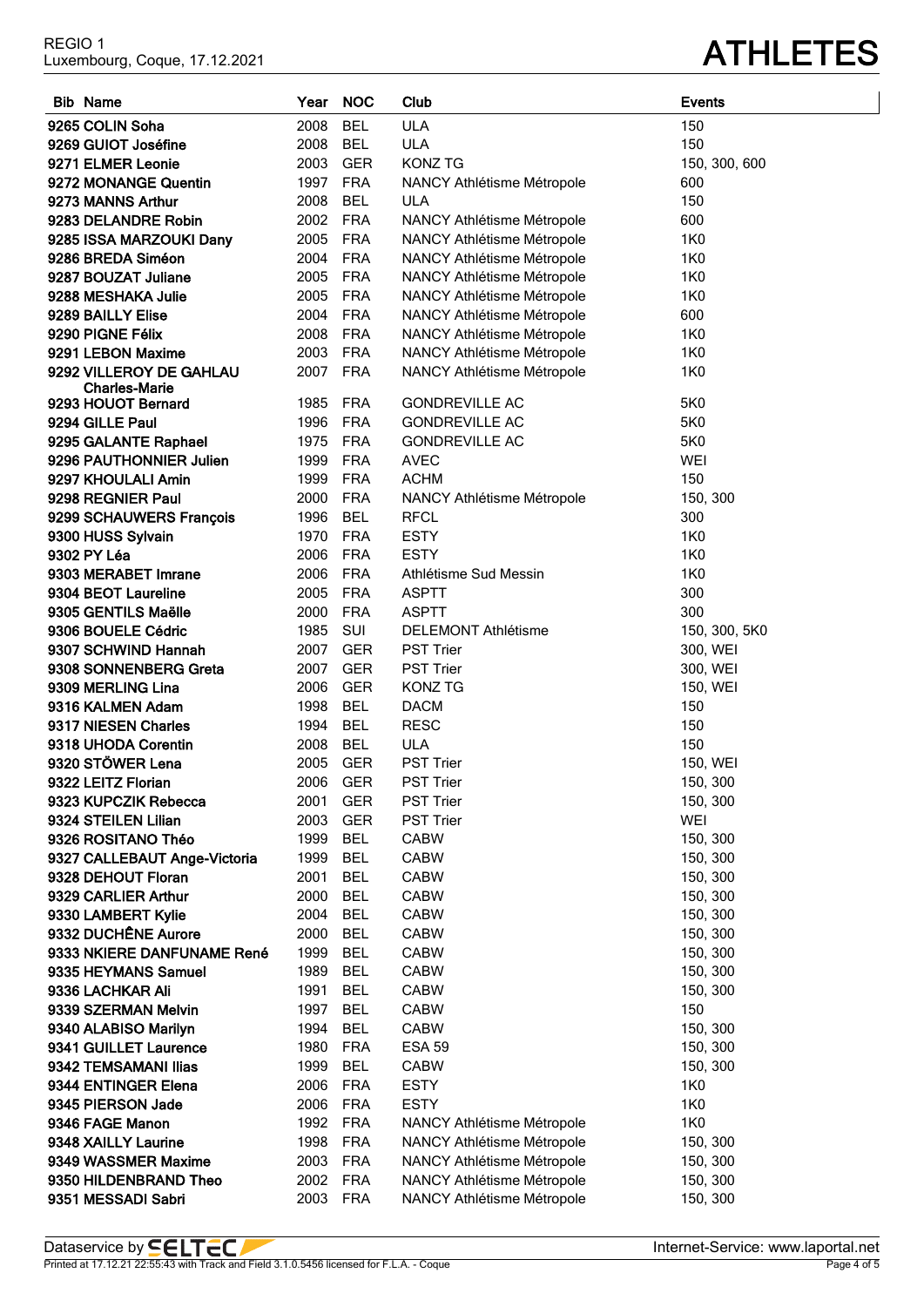REGIO 1
Luxembourg, Coque, 17.12.2021

# ATHLETES

| Bib | Name | Year | NOC | Club | Events |
|---|---|---|---|---|---|
| 9265 | COLIN Soha | 2008 | BEL | ULA | 150 |
| 9269 | GUIOT Joséfine | 2008 | BEL | ULA | 150 |
| 9271 | ELMER Leonie | 2003 | GER | KONZ TG | 150, 300, 600 |
| 9272 | MONANGE Quentin | 1997 | FRA | NANCY Athlétisme Métropole | 600 |
| 9273 | MANNS Arthur | 2008 | BEL | ULA | 150 |
| 9283 | DELANDRE Robin | 2002 | FRA | NANCY Athlétisme Métropole | 600 |
| 9285 | ISSA MARZOUKI Dany | 2005 | FRA | NANCY Athlétisme Métropole | 1K0 |
| 9286 | BREDA Siméon | 2004 | FRA | NANCY Athlétisme Métropole | 1K0 |
| 9287 | BOUZAT Juliane | 2005 | FRA | NANCY Athlétisme Métropole | 1K0 |
| 9288 | MESHAKA Julie | 2005 | FRA | NANCY Athlétisme Métropole | 1K0 |
| 9289 | BAILLY Elise | 2004 | FRA | NANCY Athlétisme Métropole | 600 |
| 9290 | PIGNE Félix | 2008 | FRA | NANCY Athlétisme Métropole | 1K0 |
| 9291 | LEBON Maxime | 2003 | FRA | NANCY Athlétisme Métropole | 1K0 |
| 9292 | VILLEROY DE GAHLAU Charles-Marie | 2007 | FRA | NANCY Athlétisme Métropole | 1K0 |
| 9293 | HOUOT Bernard | 1985 | FRA | GONDREVILLE AC | 5K0 |
| 9294 | GILLE Paul | 1996 | FRA | GONDREVILLE AC | 5K0 |
| 9295 | GALANTE Raphael | 1975 | FRA | GONDREVILLE AC | 5K0 |
| 9296 | PAUTHONNIER Julien | 1999 | FRA | AVEC | WEI |
| 9297 | KHOULALI Amin | 1999 | FRA | ACHM | 150 |
| 9298 | REGNIER Paul | 2000 | FRA | NANCY Athlétisme Métropole | 150, 300 |
| 9299 | SCHAUWERS François | 1996 | BEL | RFCL | 300 |
| 9300 | HUSS Sylvain | 1970 | FRA | ESTY | 1K0 |
| 9302 | PY Léa | 2006 | FRA | ESTY | 1K0 |
| 9303 | MERABET Imrane | 2006 | FRA | Athlétisme Sud Messin | 1K0 |
| 9304 | BEOT Laureline | 2005 | FRA | ASPTT | 300 |
| 9305 | GENTILS Maëlle | 2000 | FRA | ASPTT | 300 |
| 9306 | BOUELE Cédric | 1985 | SUI | DELEMONT Athlétisme | 150, 300, 5K0 |
| 9307 | SCHWIND Hannah | 2007 | GER | PST Trier | 300, WEI |
| 9308 | SONNENBERG Greta | 2007 | GER | PST Trier | 300, WEI |
| 9309 | MERLING Lina | 2006 | GER | KONZ TG | 150, WEI |
| 9316 | KALMEN Adam | 1998 | BEL | DACM | 150 |
| 9317 | NIESEN Charles | 1994 | BEL | RESC | 150 |
| 9318 | UHODA Corentin | 2008 | BEL | ULA | 150 |
| 9320 | STÖWER Lena | 2005 | GER | PST Trier | 150, WEI |
| 9322 | LEITZ Florian | 2006 | GER | PST Trier | 150, 300 |
| 9323 | KUPCZIK Rebecca | 2001 | GER | PST Trier | 150, 300 |
| 9324 | STEILEN Lilian | 2003 | GER | PST Trier | WEI |
| 9326 | ROSITANO Théo | 1999 | BEL | CABW | 150, 300 |
| 9327 | CALLEBAUT Ange-Victoria | 1999 | BEL | CABW | 150, 300 |
| 9328 | DEHOUT Floran | 2001 | BEL | CABW | 150, 300 |
| 9329 | CARLIER Arthur | 2000 | BEL | CABW | 150, 300 |
| 9330 | LAMBERT Kylie | 2004 | BEL | CABW | 150, 300 |
| 9332 | DUCHÊNE Aurore | 2000 | BEL | CABW | 150, 300 |
| 9333 | NKIERE DANFUNAME René | 1999 | BEL | CABW | 150, 300 |
| 9335 | HEYMANS Samuel | 1989 | BEL | CABW | 150, 300 |
| 9336 | LACHKAR Ali | 1991 | BEL | CABW | 150, 300 |
| 9339 | SZERMAN Melvin | 1997 | BEL | CABW | 150 |
| 9340 | ALABISO Marilyn | 1994 | BEL | CABW | 150, 300 |
| 9341 | GUILLET Laurence | 1980 | FRA | ESA 59 | 150, 300 |
| 9342 | TEMSAMANI Ilias | 1999 | BEL | CABW | 150, 300 |
| 9344 | ENTINGER Elena | 2006 | FRA | ESTY | 1K0 |
| 9345 | PIERSON Jade | 2006 | FRA | ESTY | 1K0 |
| 9346 | FAGE Manon | 1992 | FRA | NANCY Athlétisme Métropole | 1K0 |
| 9348 | XAILLY Laurine | 1998 | FRA | NANCY Athlétisme Métropole | 150, 300 |
| 9349 | WASSMER Maxime | 2003 | FRA | NANCY Athlétisme Métropole | 150, 300 |
| 9350 | HILDENBRAND Theo | 2002 | FRA | NANCY Athlétisme Métropole | 150, 300 |
| 9351 | MESSADI Sabri | 2003 | FRA | NANCY Athlétisme Métropole | 150, 300 |

Dataservice by SELTEC — Internet-Service: www.laportal.net
Printed at 17.12.21 22:55:43 with Track and Field 3.1.0.5456 licensed for F.L.A. - Coque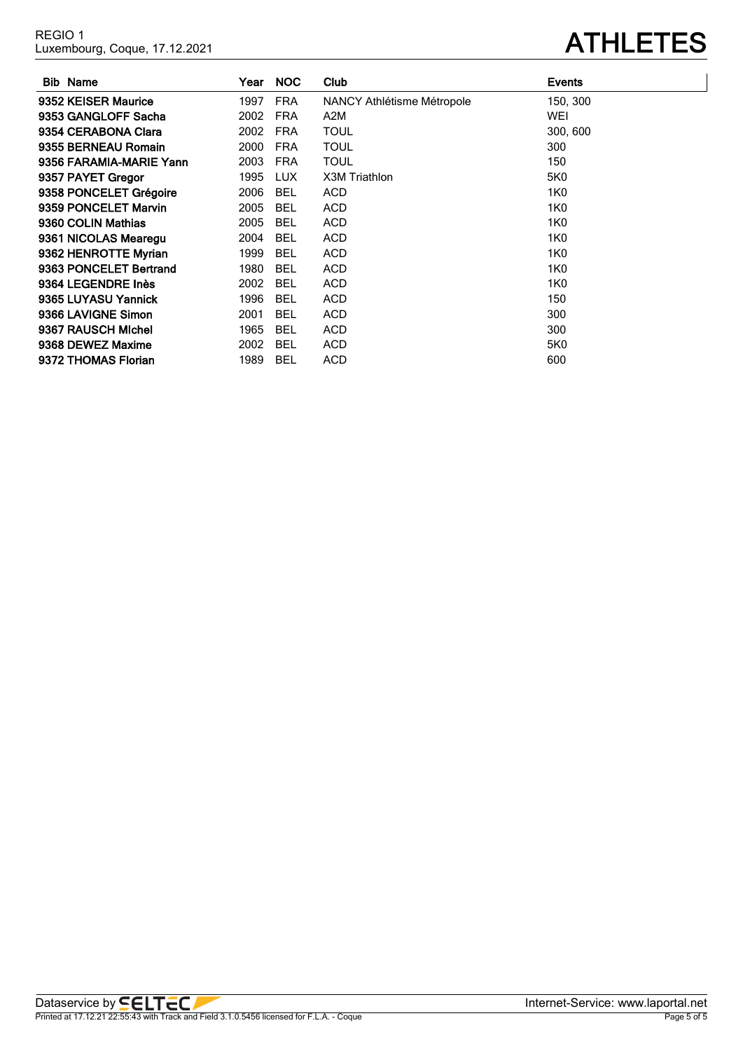| Bib | Name | Year | NOC | Club | Events |
|---|---|---|---|---|---|
| 9352 | KEISER Maurice | 1997 | FRA | NANCY Athlétisme Métropole | 150, 300 |
| 9353 | GANGLOFF Sacha | 2002 | FRA | A2M | WEI |
| 9354 | CERABONA Clara | 2002 | FRA | TOUL | 300, 600 |
| 9355 | BERNEAU Romain | 2000 | FRA | TOUL | 300 |
| 9356 | FARAMIA-MARIE Yann | 2003 | FRA | TOUL | 150 |
| 9357 | PAYET Gregor | 1995 | LUX | X3M Triathlon | 5K0 |
| 9358 | PONCELET Grégoire | 2006 | BEL | ACD | 1K0 |
| 9359 | PONCELET Marvin | 2005 | BEL | ACD | 1K0 |
| 9360 | COLIN Mathias | 2005 | BEL | ACD | 1K0 |
| 9361 | NICOLAS Mearegu | 2004 | BEL | ACD | 1K0 |
| 9362 | HENROTTE Myrian | 1999 | BEL | ACD | 1K0 |
| 9363 | PONCELET Bertrand | 1980 | BEL | ACD | 1K0 |
| 9364 | LEGENDRE Inès | 2002 | BEL | ACD | 1K0 |
| 9365 | LUYASU Yannick | 1996 | BEL | ACD | 150 |
| 9366 | LAVIGNE Simon | 2001 | BEL | ACD | 300 |
| 9367 | RAUSCH MIchel | 1965 | BEL | ACD | 300 |
| 9368 | DEWEZ Maxime | 2002 | BEL | ACD | 5K0 |
| 9372 | THOMAS Florian | 1989 | BEL | ACD | 600 |